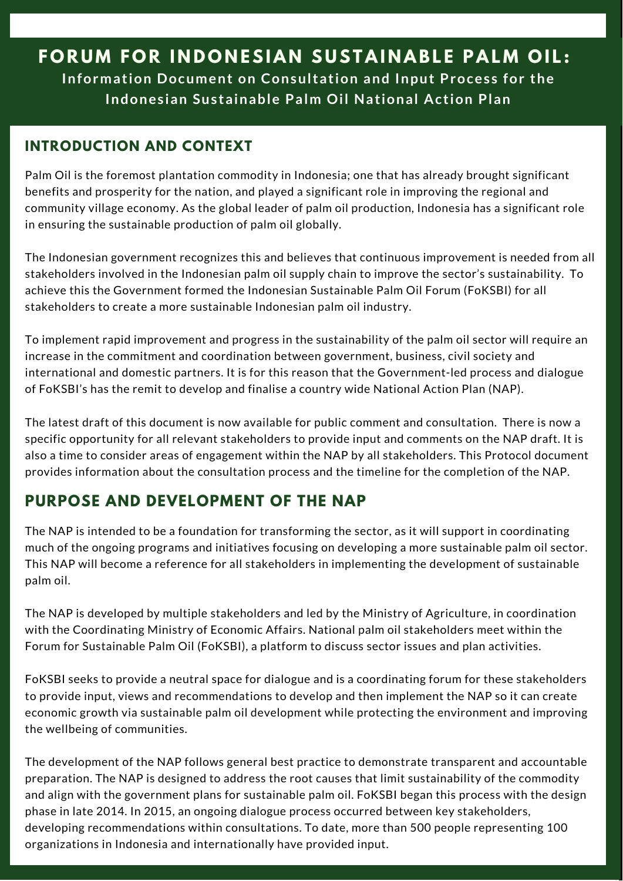# FORUM FOR INDONESIAN SUSTAINABLE PALM OIL:

**Information Document on Consultation and Input Process for the Indonesian Sustainable Palm Oil National Action Plan**

## INTRODUCTION AND CONTEXT

Palm Oil is the foremost plantation commodity in Indonesia; one that has already brought significant benefits and prosperity for the nation, and played a significant role in improving the regional and community village economy. As the global leader of palm oil production, Indonesia has a significant role in ensuring the sustainable production of palm oil globally.

The Indonesian government recognizes this and believes that continuous improvement is needed from all stakeholders involved in the Indonesian palm oil supply chain to improve the sector's sustainability. To achieve this the Government formed the Indonesian Sustainable Palm Oil Forum (FoKSBI) for all stakeholders to create a more sustainable Indonesian palm oil industry.

To implement rapid improvement and progress in the sustainability of the palm oil sector will require an increase in the commitment and coordination between government, business, civil society and international and domestic partners. It is for this reason that the Government-led process and dialogue of FoKSBI's has the remit to develop and finalise a country wide National Action Plan (NAP).

The latest draft of this document is now available for public comment and consultation. There is now a specific opportunity for all relevant stakeholders to provide input and comments on the NAP draft. It is also a time to consider areas of engagement within the NAP by all stakeholders. This Protocol document provides information about the consultation process and the timeline for the completion of the NAP.

## PURPOSE AND DEVELOPMENT OF THE NAP

The NAP is intended to be a foundation for transforming the sector, as it will support in coordinating much of the ongoing programs and initiatives focusing on developing a more sustainable palm oil sector. This NAP will become a reference for all stakeholders in implementing the development of sustainable palm oil.

The NAP is developed by multiple stakeholders and led by the Ministry of Agriculture, in coordination with the Coordinating Ministry of Economic Affairs. National palm oil stakeholders meet within the Forum for Sustainable Palm Oil (FoKSBI), a platform to discuss sector issues and plan activities.

FoKSBI seeks to provide a neutral space for dialogue and is a coordinating forum for these stakeholders to provide input, views and recommendations to develop and then implement the NAP so it can create economic growth via sustainable palm oil development while protecting the environment and improving the wellbeing of communities.

The development of the NAP follows general best practice to demonstrate transparent and accountable preparation. The NAP is designed to address the root causes that limit sustainability of the commodity and align with the government plans for sustainable palm oil. FoKSBI began this process with the design phase in late 2014. In 2015, an ongoing dialogue process occurred between key stakeholders, developing recommendations within consultations. To date, more than 500 people representing 100 organizations in Indonesia and internationally have provided input.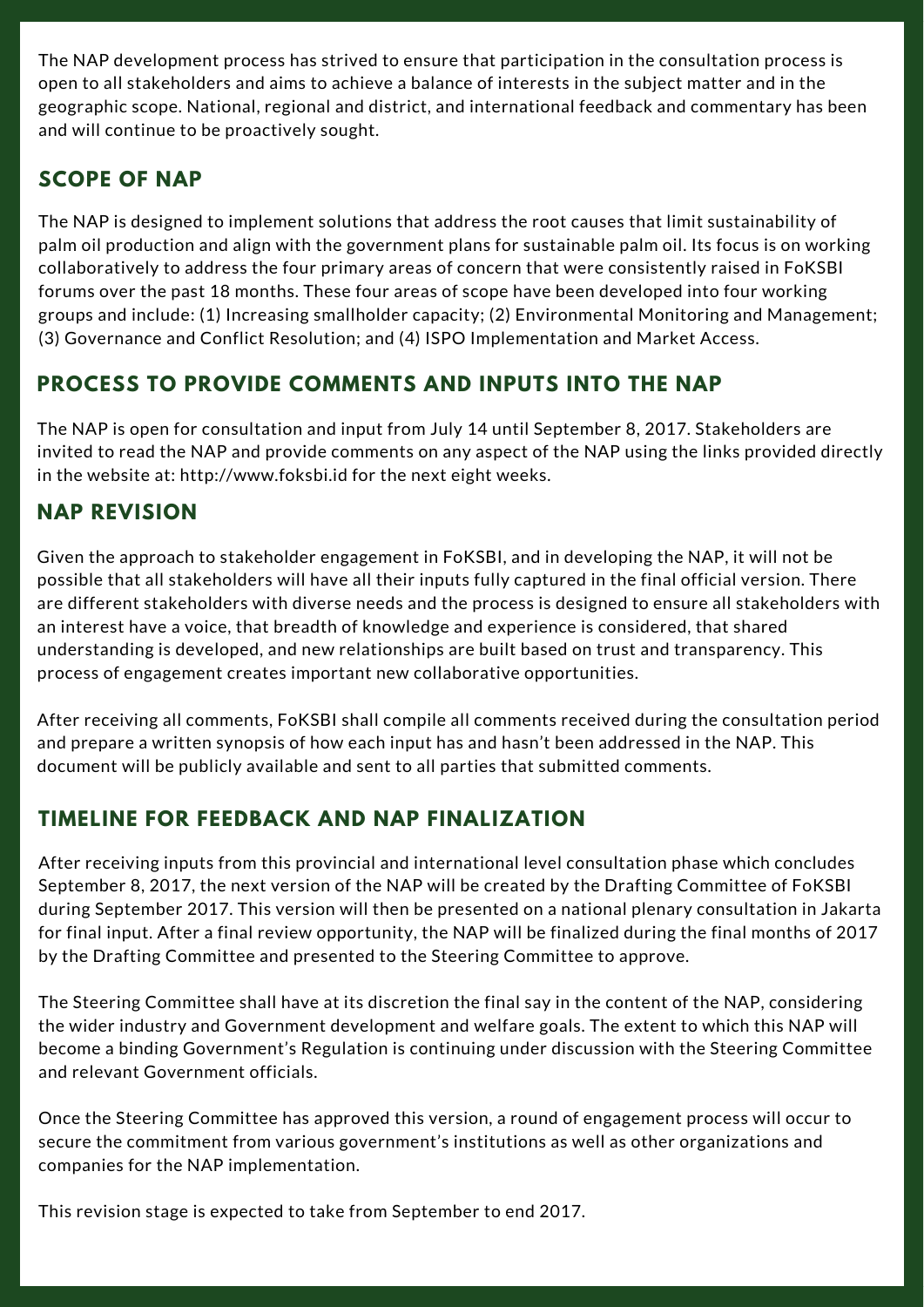The NAP development process has strived to ensure that participation in the consultation process is open to all stakeholders and aims to achieve a balance of interests in the subject matter and in the geographic scope. National, regional and district, and international feedback and commentary has been and will continue to be proactively sought.

## SCOPE OF NAP

The NAP is designed to implement solutions that address the root causes that limit sustainability of palm oil production and align with the government plans for sustainable palm oil. Its focus is on working collaboratively to address the four primary areas of concern that were consistently raised in FoKSBI forums over the past 18 months. These four areas of scope have been developed into four working groups and include: (1) Increasing smallholder capacity; (2) Environmental Monitoring and Management; (3) Governance and Conflict Resolution; and (4) ISPO Implementation and Market Access.

## PROCESS TO PROVIDE COMMENTS AND INPUTS INTO THE NAP

The NAP is open for consultation and input from July 14 until September 8, 2017. Stakeholders are invited to read the NAP and provide comments on any aspect of the NAP using the links provided directly in the website at: http://www.foksbi.id for the next eight weeks.

## NAP REVISION

Given the approach to stakeholder engagement in FoKSBI, and in developing the NAP, it will not be possible that all stakeholders will have all their inputs fully captured in the final official version. There are different stakeholders with diverse needs and the process is designed to ensure all stakeholders with an interest have a voice, that breadth of knowledge and experience is considered, that shared understanding is developed, and new relationships are built based on trust and transparency. This process of engagement creates important new collaborative opportunities.

After receiving all comments, FoKSBI shall compile all comments received during the consultation period and prepare a written synopsis of how each input has and hasn't been addressed in the NAP. This document will be publicly available and sent to all parties that submitted comments.

## TIMELINE FOR FEEDBACK AND NAP FINALIZATION

After receiving inputs from this provincial and international level consultation phase which concludes September 8, 2017, the next version of the NAP will be created by the Drafting Committee of FoKSBI during September 2017. This version will then be presented on a national plenary consultation in Jakarta for final input. After a final review opportunity, the NAP will be finalized during the final months of 2017 by the Drafting Committee and presented to the Steering Committee to approve.

The Steering Committee shall have at its discretion the final say in the content of the NAP, considering the wider industry and Government development and welfare goals. The extent to which this NAP will become a binding Government's Regulation is continuing under discussion with the Steering Committee and relevant Government officials.

Once the Steering Committee has approved this version, a round of engagement process will occur to secure the commitment from various government's institutions as well as other organizations and companies for the NAP implementation.

This revision stage is expected to take from September to end 2017.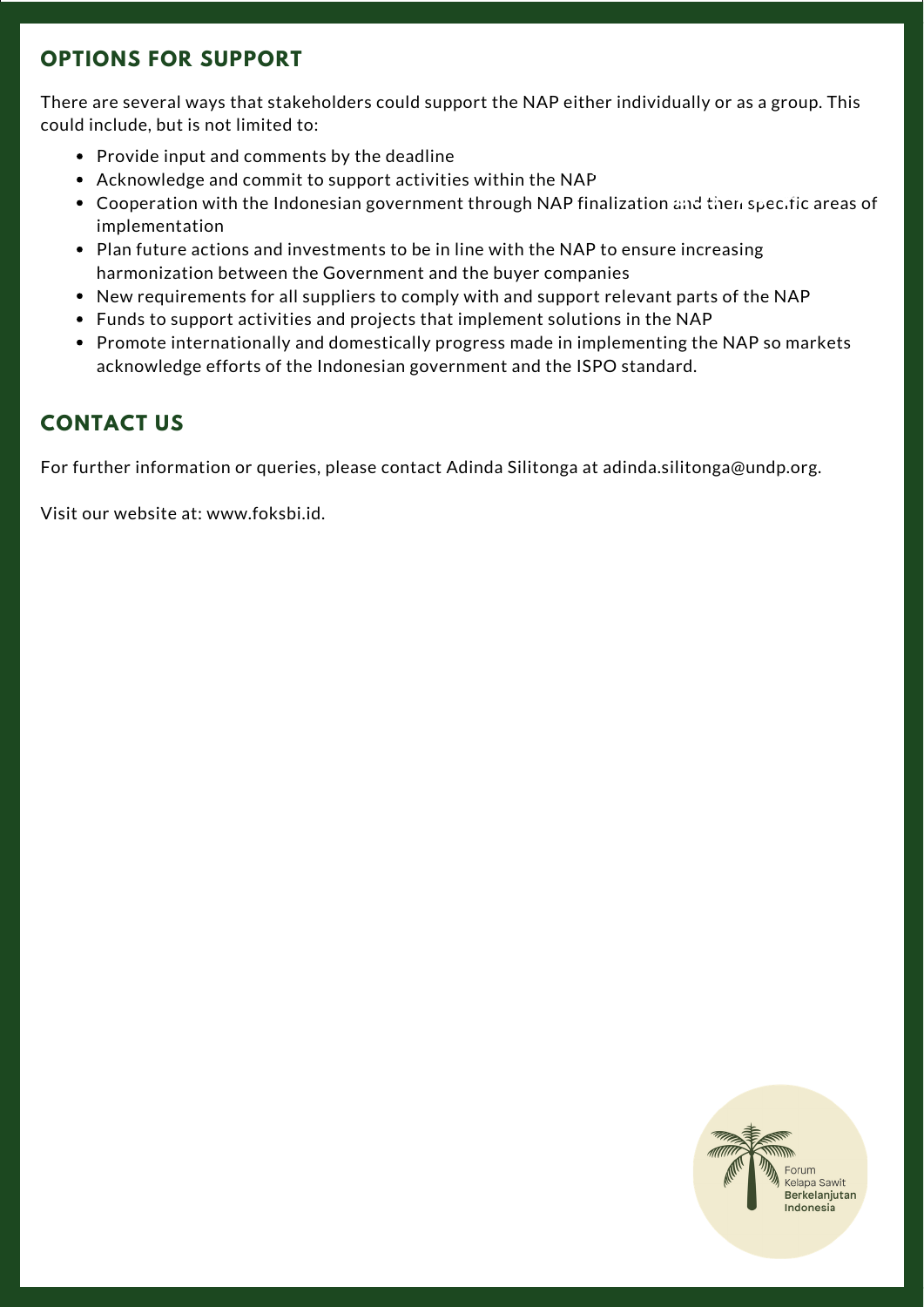## OPTIONS FOR SUPPORT

There are several ways that stakeholders could support the NAP either individually or as a group. This could include, but is not limited to:

- Provide input and comments by the deadline
- Acknowledge and commit to support activities within the NAP
- Cooperation with the Indonesian government through NAP finalization and then specific areas of implementation
- Plan future actions and investments to be in line with the NAP to ensure increasing harmonization between the Government and the buyer companies
- New requirements for all suppliers to comply with and support relevant parts of the NAP
- Funds to support activities and projects that implement solutions in the NAP
- Promote internationally and domestically progress made in implementing the NAP so markets acknowledge efforts of the Indonesian government and the ISPO standard.

## CONTACT US

For further information or queries, please contact Adinda Silitonga at adinda.silitonga@undp.org.

Visit our website at: www.foksbi.id.

Forum Kelapa Sawit **Berkelanjutan Indonesia**